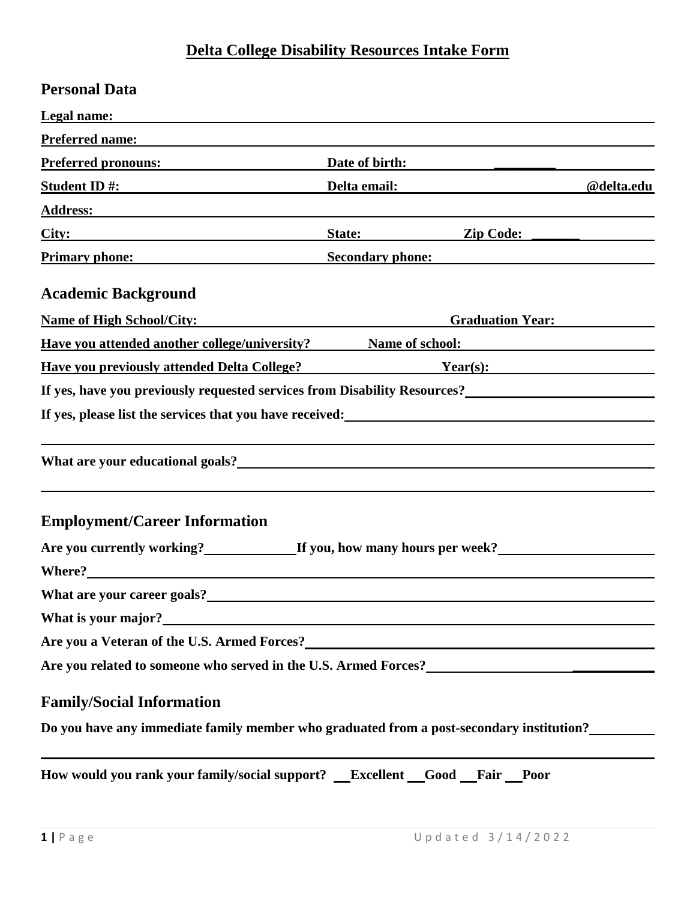# Delta College Disability Resources Intake Form

## Personal Data

**Legal name:** ______________________________

**Preferred name:** ______________________________

**Preferred pronouns:** ______________ **Date of birth:** ______________

**Student ID #:** ______________ **Delta email:** ______________ **@delta.edu**

**Address:** ______________________________

**City:** ______________ **State:** ______________ **Zip Code:** ______________

**Primary phone:** ______________ **Secondary phone:** ______________

## Academic Background

**Name of High School/City:** ______________ **Graduation Year:** ______________

**Have you attended another college/university?** ______________ **Name of school:** ______________

**Have you previously attended Delta College?** ______________ **Year(s):** ______________

**If yes, have you previously requested services from Disability Resources?** ______________

**If yes, please list the services that you have received:** ______________

______________________________

**What are your educational goals?** ______________

______________________________

## Employment/Career Information

**Are you currently working?** ______________ **If you, how many hours per week?** ______________

**Where?** ______________

**What are your career goals?** ______________

**What is your major?** ______________

**Are you a Veteran of the U.S. Armed Forces?** ______________

**Are you related to someone who served in the U.S. Armed Forces?** ______________

## Family/Social Information

**Do you have any immediate family member who graduated from a post-secondary institution?** ______________

______________________________

**How would you rank your family/social support?** __ **Excellent** __ **Good** __ **Fair** __ **Poor**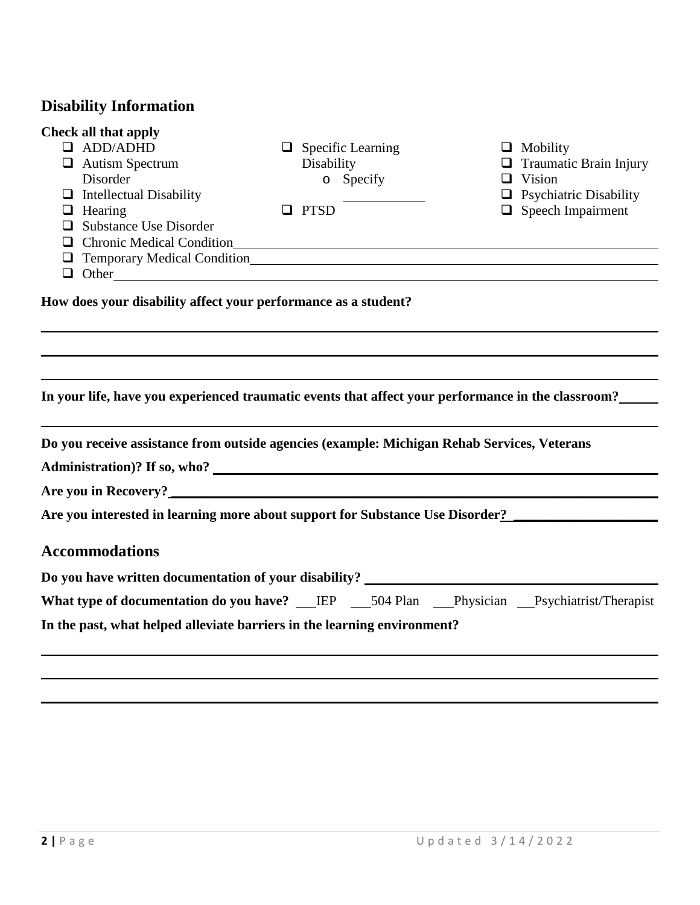## Disability Information

**Check all that apply**

- ☐ ADD/ADHD
- ☐ Autism Spectrum Disorder
- ☐ Intellectual Disability
- ☐ Hearing
- ☐ Substance Use Disorder
- ☐ Chronic Medical Condition\_\_\_\_\_\_\_\_\_\_\_\_\_\_\_\_\_\_\_\_\_\_\_\_\_\_\_\_\_\_\_\_\_\_\_\_
- ☐ Temporary Medical Condition\_\_\_\_\_\_\_\_\_\_\_\_\_\_\_\_\_\_\_\_\_\_\_\_\_\_\_\_\_\_\_\_\_\_
- ☐ Other\_\_\_\_\_\_\_\_\_\_\_\_\_\_\_\_\_\_\_\_\_\_\_\_\_\_\_\_\_\_\_\_\_\_\_\_\_\_\_\_\_\_\_\_\_\_\_\_\_\_\_\_\_\_
- ☐ Specific Learning Disability
  - o Specify \_\_\_\_\_\_\_\_\_\_\_\_
- ☐ PTSD
- ☐ Mobility
- ☐ Traumatic Brain Injury
- ☐ Vision
- ☐ Psychiatric Disability
- ☐ Speech Impairment

**How does your disability affect your performance as a student?**

\_\_\_\_\_\_\_\_\_\_\_\_\_\_\_\_\_\_\_\_\_\_\_\_\_\_\_\_\_\_\_\_\_\_\_\_\_\_\_\_\_\_\_\_\_\_\_\_\_\_\_\_\_\_\_\_\_\_\_\_\_\_\_\_\_\_\_\_\_\_

\_\_\_\_\_\_\_\_\_\_\_\_\_\_\_\_\_\_\_\_\_\_\_\_\_\_\_\_\_\_\_\_\_\_\_\_\_\_\_\_\_\_\_\_\_\_\_\_\_\_\_\_\_\_\_\_\_\_\_\_\_\_\_\_\_\_\_\_\_\_

\_\_\_\_\_\_\_\_\_\_\_\_\_\_\_\_\_\_\_\_\_\_\_\_\_\_\_\_\_\_\_\_\_\_\_\_\_\_\_\_\_\_\_\_\_\_\_\_\_\_\_\_\_\_\_\_\_\_\_\_\_\_\_\_\_\_\_\_\_\_

**In your life, have you experienced traumatic events that affect your performance in the classroom?**\_\_\_\_\_

\_\_\_\_\_\_\_\_\_\_\_\_\_\_\_\_\_\_\_\_\_\_\_\_\_\_\_\_\_\_\_\_\_\_\_\_\_\_\_\_\_\_\_\_\_\_\_\_\_\_\_\_\_\_\_\_\_\_\_\_\_\_\_\_\_\_\_\_\_\_

**Do you receive assistance from outside agencies (example: Michigan Rehab Services, Veterans Administration)? If so, who?** \_\_\_\_\_\_\_\_\_\_\_\_\_\_\_\_\_\_\_\_\_\_\_\_\_\_\_\_\_\_\_\_\_\_\_\_\_\_\_\_\_\_\_\_\_\_\_\_

**Are you in Recovery?**\_\_\_\_\_\_\_\_\_\_\_\_\_\_\_\_\_\_\_\_\_\_\_\_\_\_\_\_\_\_\_\_\_\_\_\_\_\_\_\_\_\_\_\_\_\_\_\_\_\_\_\_\_\_\_\_

**Are you interested in learning more about support for Substance Use Disorder?** \_\_\_\_\_\_\_\_\_\_\_\_\_\_\_\_\_\_\_\_

## Accommodations

**Do you have written documentation of your disability?** \_\_\_\_\_\_\_\_\_\_\_\_\_\_\_\_\_\_\_\_\_\_\_\_\_\_\_\_\_\_\_\_\_\_\_\_\_\_\_\_\_\_

**What type of documentation do you have?** \_\_\_IEP \_\_\_504 Plan \_\_\_Physician \_\_Psychiatrist/Therapist

**In the past, what helped alleviate barriers in the learning environment?**

\_\_\_\_\_\_\_\_\_\_\_\_\_\_\_\_\_\_\_\_\_\_\_\_\_\_\_\_\_\_\_\_\_\_\_\_\_\_\_\_\_\_\_\_\_\_\_\_\_\_\_\_\_\_\_\_\_\_\_\_\_\_\_\_\_\_\_\_\_\_

\_\_\_\_\_\_\_\_\_\_\_\_\_\_\_\_\_\_\_\_\_\_\_\_\_\_\_\_\_\_\_\_\_\_\_\_\_\_\_\_\_\_\_\_\_\_\_\_\_\_\_\_\_\_\_\_\_\_\_\_\_\_\_\_\_\_\_\_\_\_

\_\_\_\_\_\_\_\_\_\_\_\_\_\_\_\_\_\_\_\_\_\_\_\_\_\_\_\_\_\_\_\_\_\_\_\_\_\_\_\_\_\_\_\_\_\_\_\_\_\_\_\_\_\_\_\_\_\_\_\_\_\_\_\_\_\_\_\_\_\_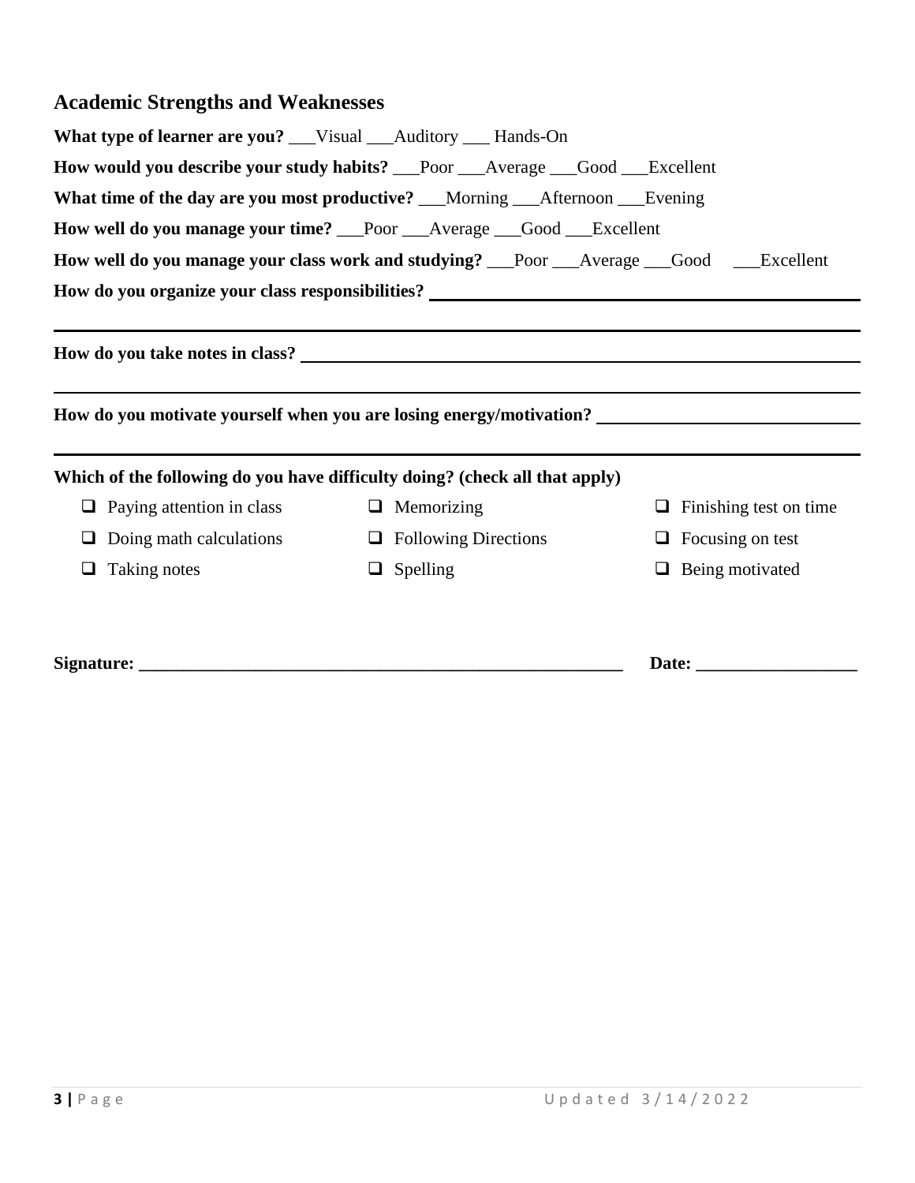## Academic Strengths and Weaknesses

**What type of learner are you?** ___Visual ___Auditory ___ Hands-On

**How would you describe your study habits?** ___Poor ___Average ___Good ___Excellent

**What time of the day are you most productive?** ___Morning ___Afternoon ___Evening

**How well do you manage your time?** ___Poor ___Average ___Good ___Excellent

**How well do you manage your class work and studying?** ___Poor ___Average ___Good ___Excellent

**How do you organize your class responsibilities?** ______________________________________________

______________________________________________________________________________

**How do you take notes in class?** ______________________________________________________________

______________________________________________________________________________

**How do you motivate yourself when you are losing energy/motivation?** ____________________________

______________________________________________________________________________

**Which of the following do you have difficulty doing? (check all that apply)**

- ☐ Paying attention in class
- ☐ Memorizing
- ☐ Finishing test on time
- ☐ Doing math calculations
- ☐ Following Directions
- ☐ Focusing on test
- ☐ Taking notes
- ☐ Spelling
- ☐ Being motivated

**Signature:** ________________________________________________________ **Date:** __________________